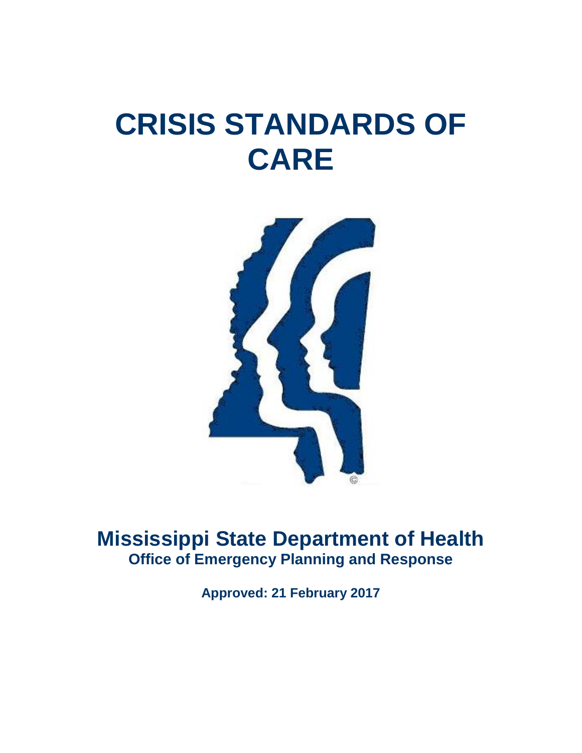# CRISIS STANDARDS OF CARE

## Mississippi State Department of Health

### Office of Emergency Planning and Response

**Approved: 21 February 2017**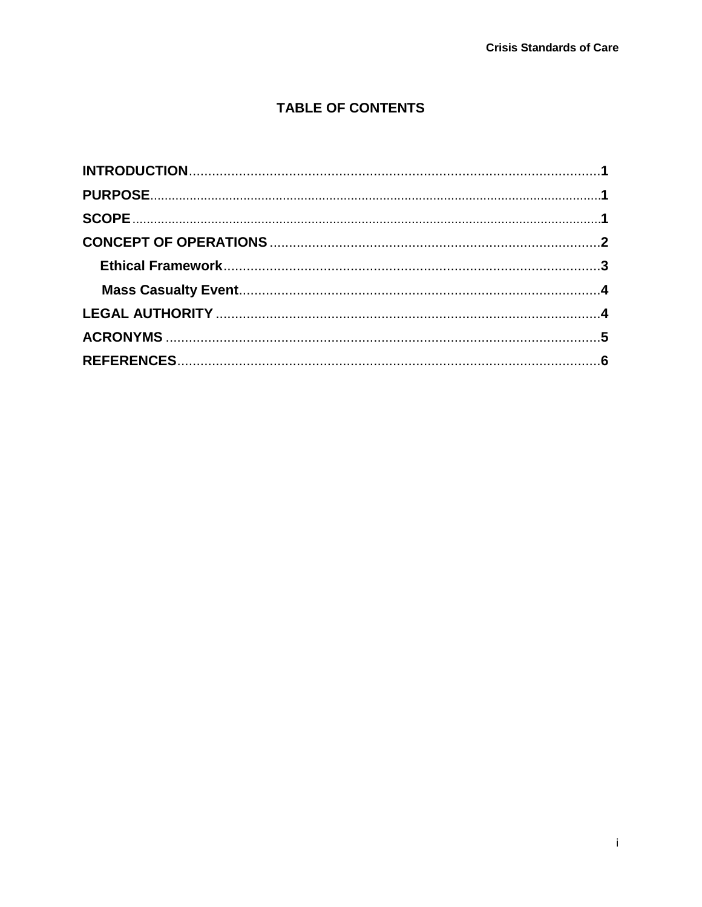# TABLE OF CONTENTS

**INTRODUCTION**............................................................................................................**1**

**PURPOSE**..........................................................................................................................**1**

**SCOPE**................................................................................................................................**1**

**CONCEPT OF OPERATIONS**.......................................................................................**2**

- **Ethical Framework**...................................................................................................**3**
- **Mass Casualty Event**..............................................................................................**4**

**LEGAL AUTHORITY**.....................................................................................................**4**

**ACRONYMS**.....................................................................................................................**5**

**REFERENCES**.................................................................................................................**6**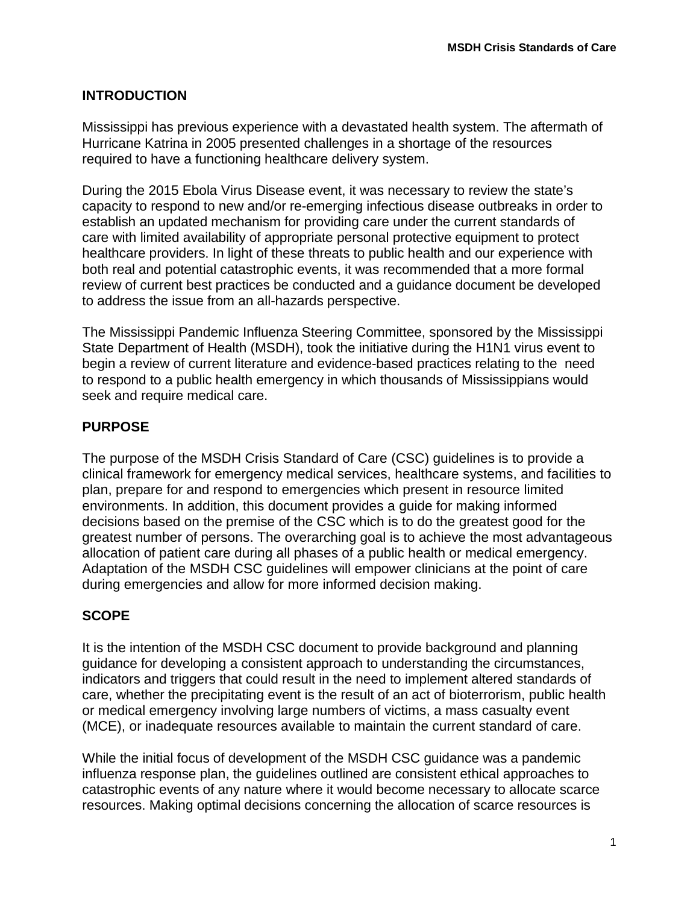## INTRODUCTION

Mississippi has previous experience with a devastated health system. The aftermath of Hurricane Katrina in 2005 presented challenges in a shortage of the resources required to have a functioning healthcare delivery system.

During the 2015 Ebola Virus Disease event, it was necessary to review the state's capacity to respond to new and/or re-emerging infectious disease outbreaks in order to establish an updated mechanism for providing care under the current standards of care with limited availability of appropriate personal protective equipment to protect healthcare providers. In light of these threats to public health and our experience with both real and potential catastrophic events, it was recommended that a more formal review of current best practices be conducted and a guidance document be developed to address the issue from an all-hazards perspective.

The Mississippi Pandemic Influenza Steering Committee, sponsored by the Mississippi State Department of Health (MSDH), took the initiative during the H1N1 virus event to begin a review of current literature and evidence-based practices relating to the need to respond to a public health emergency in which thousands of Mississippians would seek and require medical care.

## PURPOSE

The purpose of the MSDH Crisis Standard of Care (CSC) guidelines is to provide a clinical framework for emergency medical services, healthcare systems, and facilities to plan, prepare for and respond to emergencies which present in resource limited environments. In addition, this document provides a guide for making informed decisions based on the premise of the CSC which is to do the greatest good for the greatest number of persons. The overarching goal is to achieve the most advantageous allocation of patient care during all phases of a public health or medical emergency. Adaptation of the MSDH CSC guidelines will empower clinicians at the point of care during emergencies and allow for more informed decision making.

## SCOPE

It is the intention of the MSDH CSC document to provide background and planning guidance for developing a consistent approach to understanding the circumstances, indicators and triggers that could result in the need to implement altered standards of care, whether the precipitating event is the result of an act of bioterrorism, public health or medical emergency involving large numbers of victims, a mass casualty event (MCE), or inadequate resources available to maintain the current standard of care.

While the initial focus of development of the MSDH CSC guidance was a pandemic influenza response plan, the guidelines outlined are consistent ethical approaches to catastrophic events of any nature where it would become necessary to allocate scarce resources. Making optimal decisions concerning the allocation of scarce resources is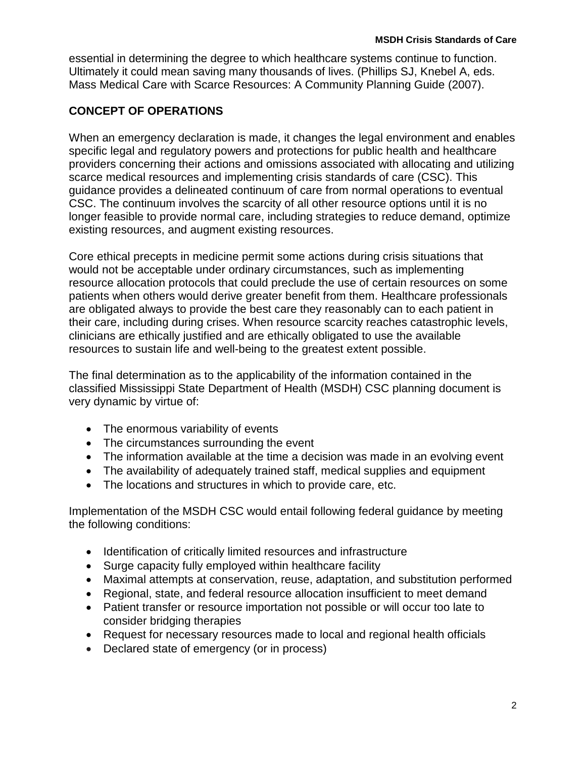essential in determining the degree to which healthcare systems continue to function. Ultimately it could mean saving many thousands of lives. (Phillips SJ, Knebel A, eds. Mass Medical Care with Scarce Resources: A Community Planning Guide (2007).

## CONCEPT OF OPERATIONS

When an emergency declaration is made, it changes the legal environment and enables specific legal and regulatory powers and protections for public health and healthcare providers concerning their actions and omissions associated with allocating and utilizing scarce medical resources and implementing crisis standards of care (CSC). This guidance provides a delineated continuum of care from normal operations to eventual CSC. The continuum involves the scarcity of all other resource options until it is no longer feasible to provide normal care, including strategies to reduce demand, optimize existing resources, and augment existing resources.

Core ethical precepts in medicine permit some actions during crisis situations that would not be acceptable under ordinary circumstances, such as implementing resource allocation protocols that could preclude the use of certain resources on some patients when others would derive greater benefit from them. Healthcare professionals are obligated always to provide the best care they reasonably can to each patient in their care, including during crises. When resource scarcity reaches catastrophic levels, clinicians are ethically justified and are ethically obligated to use the available resources to sustain life and well-being to the greatest extent possible.

The final determination as to the applicability of the information contained in the classified Mississippi State Department of Health (MSDH) CSC planning document is very dynamic by virtue of:

- The enormous variability of events
- The circumstances surrounding the event
- The information available at the time a decision was made in an evolving event
- The availability of adequately trained staff, medical supplies and equipment
- The locations and structures in which to provide care, etc.

Implementation of the MSDH CSC would entail following federal guidance by meeting the following conditions:

- Identification of critically limited resources and infrastructure
- Surge capacity fully employed within healthcare facility
- Maximal attempts at conservation, reuse, adaptation, and substitution performed
- Regional, state, and federal resource allocation insufficient to meet demand
- Patient transfer or resource importation not possible or will occur too late to consider bridging therapies
- Request for necessary resources made to local and regional health officials
- Declared state of emergency (or in process)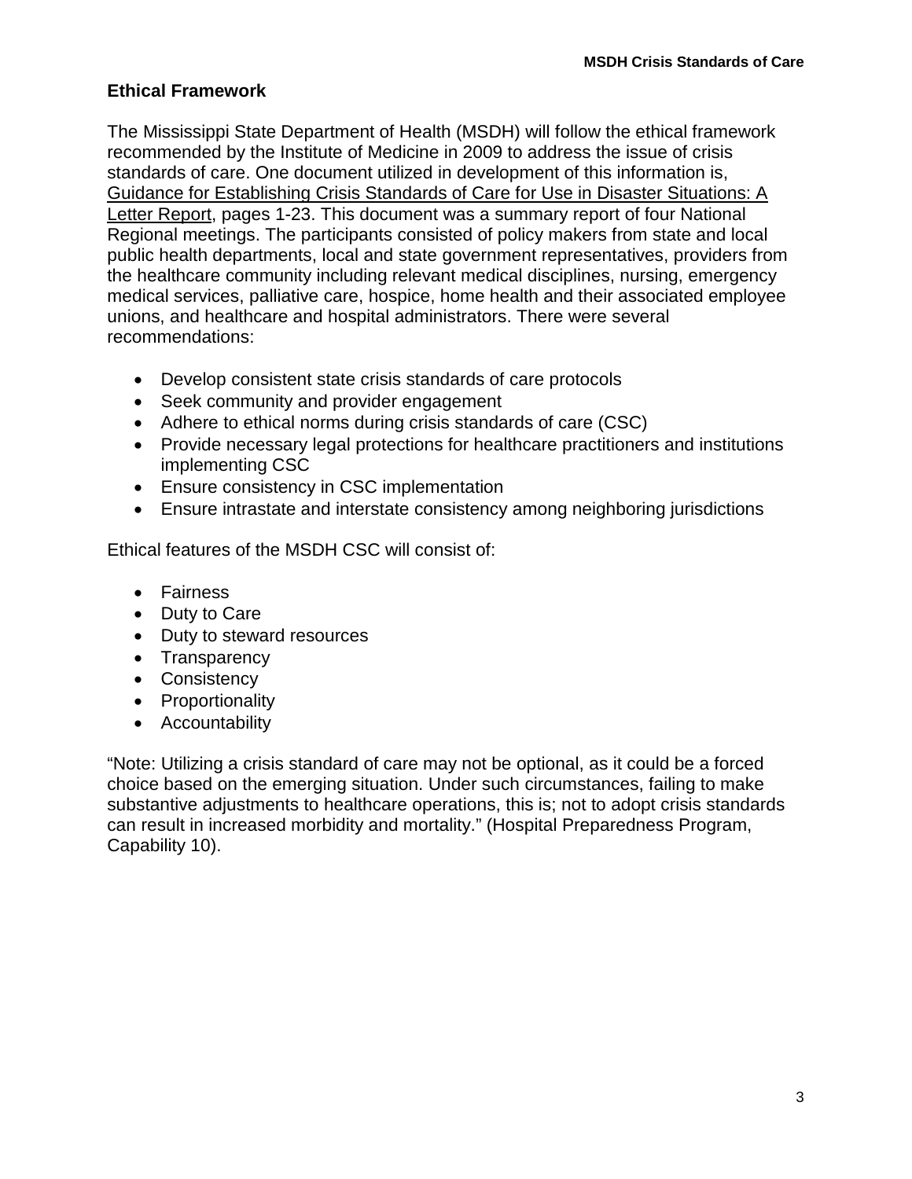## Ethical Framework

The Mississippi State Department of Health (MSDH) will follow the ethical framework recommended by the Institute of Medicine in 2009 to address the issue of crisis standards of care. One document utilized in development of this information is, Guidance for Establishing Crisis Standards of Care for Use in Disaster Situations: A Letter Report, pages 1-23. This document was a summary report of four National Regional meetings. The participants consisted of policy makers from state and local public health departments, local and state government representatives, providers from the healthcare community including relevant medical disciplines, nursing, emergency medical services, palliative care, hospice, home health and their associated employee unions, and healthcare and hospital administrators. There were several recommendations:

- Develop consistent state crisis standards of care protocols
- Seek community and provider engagement
- Adhere to ethical norms during crisis standards of care (CSC)
- Provide necessary legal protections for healthcare practitioners and institutions implementing CSC
- Ensure consistency in CSC implementation
- Ensure intrastate and interstate consistency among neighboring jurisdictions

Ethical features of the MSDH CSC will consist of:

- Fairness
- Duty to Care
- Duty to steward resources
- Transparency
- Consistency
- Proportionality
- Accountability

"Note: Utilizing a crisis standard of care may not be optional, as it could be a forced choice based on the emerging situation. Under such circumstances, failing to make substantive adjustments to healthcare operations, this is; not to adopt crisis standards can result in increased morbidity and mortality." (Hospital Preparedness Program, Capability 10).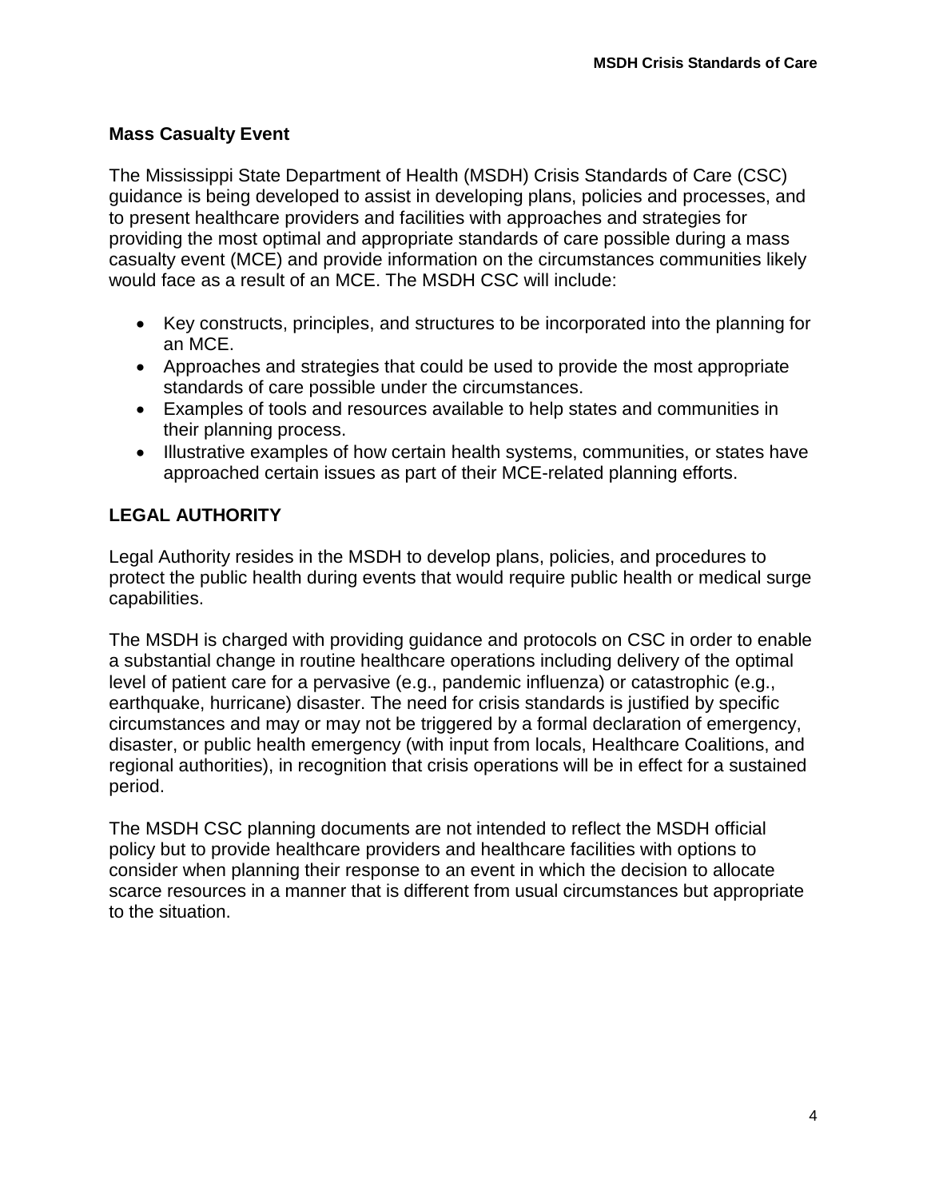## Mass Casualty Event

The Mississippi State Department of Health (MSDH) Crisis Standards of Care (CSC) guidance is being developed to assist in developing plans, policies and processes, and to present healthcare providers and facilities with approaches and strategies for providing the most optimal and appropriate standards of care possible during a mass casualty event (MCE) and provide information on the circumstances communities likely would face as a result of an MCE. The MSDH CSC will include:

- Key constructs, principles, and structures to be incorporated into the planning for an MCE.
- Approaches and strategies that could be used to provide the most appropriate standards of care possible under the circumstances.
- Examples of tools and resources available to help states and communities in their planning process.
- Illustrative examples of how certain health systems, communities, or states have approached certain issues as part of their MCE-related planning efforts.

## LEGAL AUTHORITY

Legal Authority resides in the MSDH to develop plans, policies, and procedures to protect the public health during events that would require public health or medical surge capabilities.

The MSDH is charged with providing guidance and protocols on CSC in order to enable a substantial change in routine healthcare operations including delivery of the optimal level of patient care for a pervasive (e.g., pandemic influenza) or catastrophic (e.g., earthquake, hurricane) disaster. The need for crisis standards is justified by specific circumstances and may or may not be triggered by a formal declaration of emergency, disaster, or public health emergency (with input from locals, Healthcare Coalitions, and regional authorities), in recognition that crisis operations will be in effect for a sustained period.

The MSDH CSC planning documents are not intended to reflect the MSDH official policy but to provide healthcare providers and healthcare facilities with options to consider when planning their response to an event in which the decision to allocate scarce resources in a manner that is different from usual circumstances but appropriate to the situation.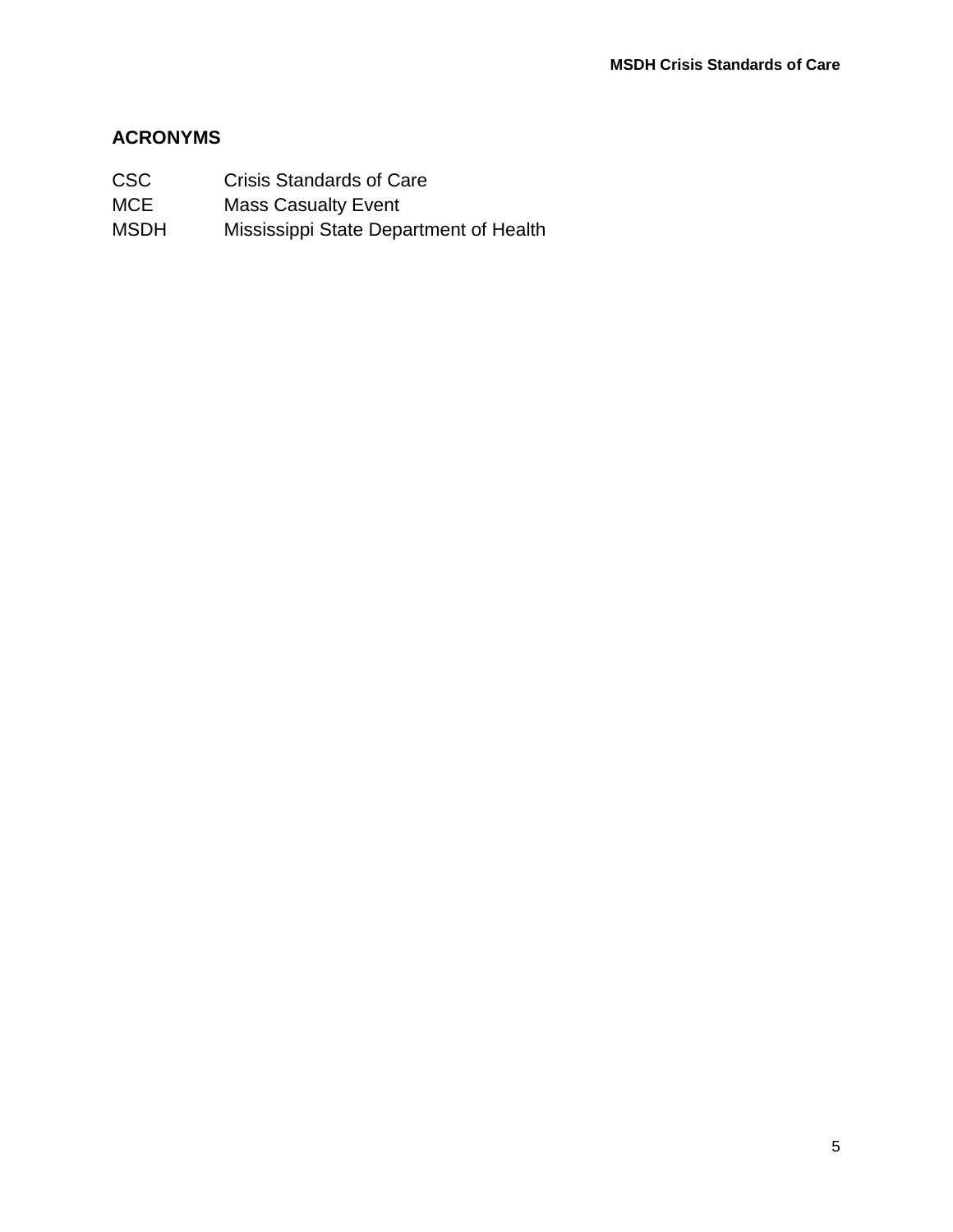## ACRONYMS

| | |
|---|---|
| CSC | Crisis Standards of Care |
| MCE | Mass Casualty Event |
| MSDH | Mississippi State Department of Health |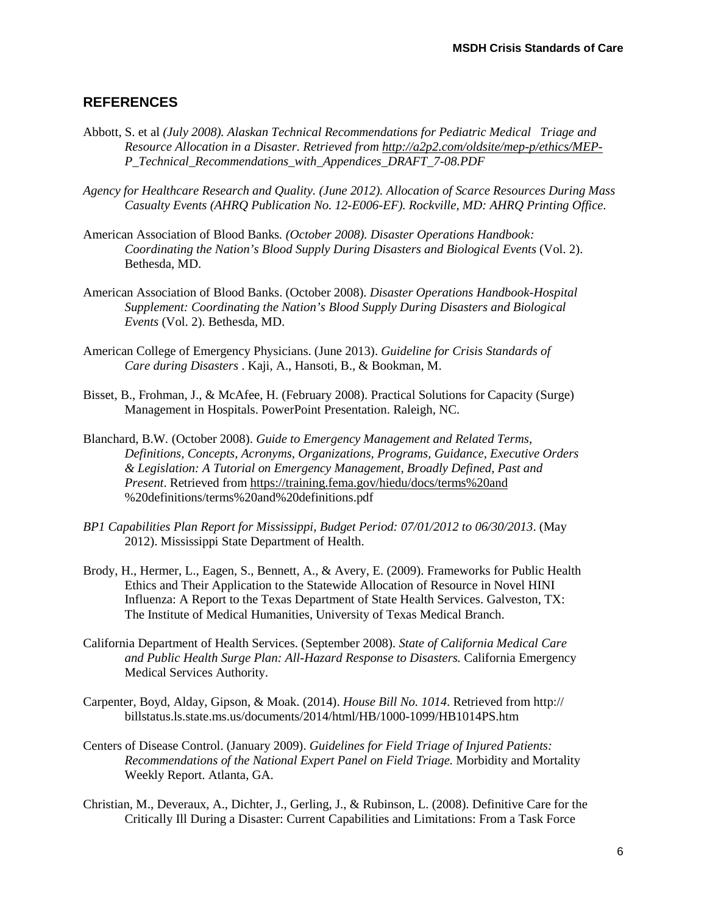## REFERENCES

Abbott, S. et al *(July 2008). Alaskan Technical Recommendations for Pediatric Medical Triage and Resource Allocation in a Disaster. Retrieved from http://a2p2.com/oldsite/mep-p/ethics/MEP-P_Technical_Recommendations_with_Appendices_DRAFT_7-08.PDF*

*Agency for Healthcare Research and Quality. (June 2012). Allocation of Scarce Resources During Mass Casualty Events (AHRQ Publication No. 12-E006-EF). Rockville, MD: AHRQ Printing Office.*

American Association of Blood Banks*. (October 2008). Disaster Operations Handbook: Coordinating the Nation's Blood Supply During Disasters and Biological Events* (Vol. 2). Bethesda, MD.

American Association of Blood Banks. (October 2008). *Disaster Operations Handbook-Hospital Supplement: Coordinating the Nation's Blood Supply During Disasters and Biological Events* (Vol. 2). Bethesda, MD.

American College of Emergency Physicians. (June 2013). *Guideline for Crisis Standards of Care during Disasters* . Kaji, A., Hansoti, B., & Bookman, M.

Bisset, B., Frohman, J., & McAfee, H. (February 2008). Practical Solutions for Capacity (Surge) Management in Hospitals. PowerPoint Presentation. Raleigh, NC.

Blanchard, B.W. (October 2008). *Guide to Emergency Management and Related Terms, Definitions, Concepts, Acronyms, Organizations, Programs, Guidance, Executive Orders & Legislation: A Tutorial on Emergency Management, Broadly Defined, Past and Present*. Retrieved from https://training.fema.gov/hiedu/docs/terms%20and %20definitions/terms%20and%20definitions.pdf

*BP1 Capabilities Plan Report for Mississippi, Budget Period: 07/01/2012 to 06/30/2013*. (May 2012). Mississippi State Department of Health.

Brody, H., Hermer, L., Eagen, S., Bennett, A., & Avery, E. (2009). Frameworks for Public Health Ethics and Their Application to the Statewide Allocation of Resource in Novel HINI Influenza: A Report to the Texas Department of State Health Services. Galveston, TX: The Institute of Medical Humanities, University of Texas Medical Branch.

California Department of Health Services. (September 2008). *State of California Medical Care and Public Health Surge Plan: All-Hazard Response to Disasters.* California Emergency Medical Services Authority.

Carpenter, Boyd, Alday, Gipson, & Moak. (2014). *House Bill No. 1014*. Retrieved from http:// billstatus.ls.state.ms.us/documents/2014/html/HB/1000-1099/HB1014PS.htm

Centers of Disease Control. (January 2009). *Guidelines for Field Triage of Injured Patients: Recommendations of the National Expert Panel on Field Triage.* Morbidity and Mortality Weekly Report. Atlanta, GA.

Christian, M., Deveraux, A., Dichter, J., Gerling, J., & Rubinson, L. (2008). Definitive Care for the Critically Ill During a Disaster: Current Capabilities and Limitations: From a Task Force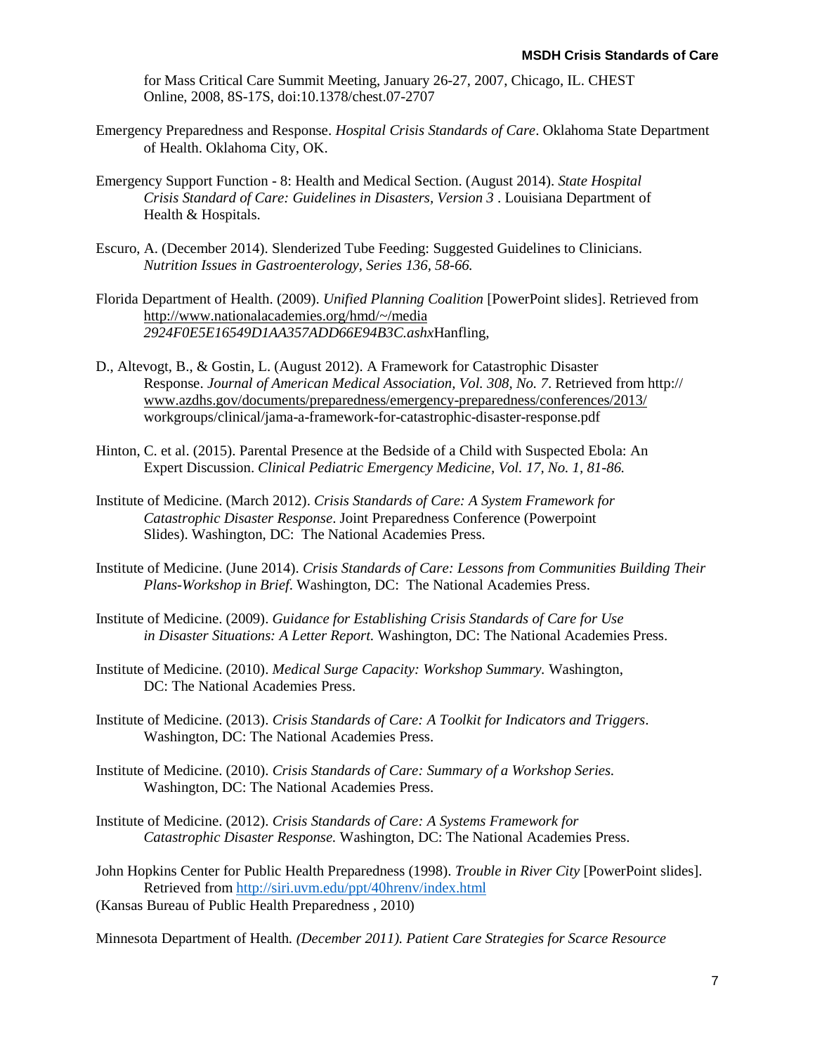for Mass Critical Care Summit Meeting, January 26-27, 2007, Chicago, IL. CHEST Online, 2008, 8S-17S, doi:10.1378/chest.07-2707

Emergency Preparedness and Response. *Hospital Crisis Standards of Care*. Oklahoma State Department of Health. Oklahoma City, OK.

Emergency Support Function - 8: Health and Medical Section. (August 2014). *State Hospital Crisis Standard of Care: Guidelines in Disasters, Version 3* . Louisiana Department of Health & Hospitals.

Escuro, A. (December 2014). Slenderized Tube Feeding: Suggested Guidelines to Clinicians. *Nutrition Issues in Gastroenterology, Series 136, 58-66.*

Florida Department of Health. (2009). *Unified Planning Coalition* [PowerPoint slides]. Retrieved from http://www.nationalacademies.org/hmd/~/media *2924F0E5E16549D1AA357ADD66E94B3C.ashx*Hanfling,

D., Altevogt, B., & Gostin, L. (August 2012). A Framework for Catastrophic Disaster Response. *Journal of American Medical Association, Vol. 308, No. 7*. Retrieved from http:// www.azdhs.gov/documents/preparedness/emergency-preparedness/conferences/2013/ workgroups/clinical/jama-a-framework-for-catastrophic-disaster-response.pdf

Hinton, C. et al. (2015). Parental Presence at the Bedside of a Child with Suspected Ebola: An Expert Discussion. *Clinical Pediatric Emergency Medicine, Vol. 17, No. 1, 81-86.*

Institute of Medicine. (March 2012). *Crisis Standards of Care: A System Framework for Catastrophic Disaster Response*. Joint Preparedness Conference (Powerpoint Slides). Washington, DC: The National Academies Press.

Institute of Medicine. (June 2014). *Crisis Standards of Care: Lessons from Communities Building Their Plans-Workshop in Brief*. Washington, DC: The National Academies Press.

Institute of Medicine. (2009). *Guidance for Establishing Crisis Standards of Care for Use in Disaster Situations: A Letter Report.* Washington, DC: The National Academies Press.

Institute of Medicine. (2010). *Medical Surge Capacity: Workshop Summary.* Washington, DC: The National Academies Press.

Institute of Medicine. (2013). *Crisis Standards of Care: A Toolkit for Indicators and Triggers*. Washington, DC: The National Academies Press.

Institute of Medicine. (2010). *Crisis Standards of Care: Summary of a Workshop Series.* Washington, DC: The National Academies Press.

Institute of Medicine. (2012). *Crisis Standards of Care: A Systems Framework for Catastrophic Disaster Response.* Washington, DC: The National Academies Press.

John Hopkins Center for Public Health Preparedness (1998). *Trouble in River City* [PowerPoint slides]. Retrieved from http://siri.uvm.edu/ppt/40hrenv/index.html
(Kansas Bureau of Public Health Preparedness , 2010)

Minnesota Department of Health*. (December 2011). Patient Care Strategies for Scarce Resource*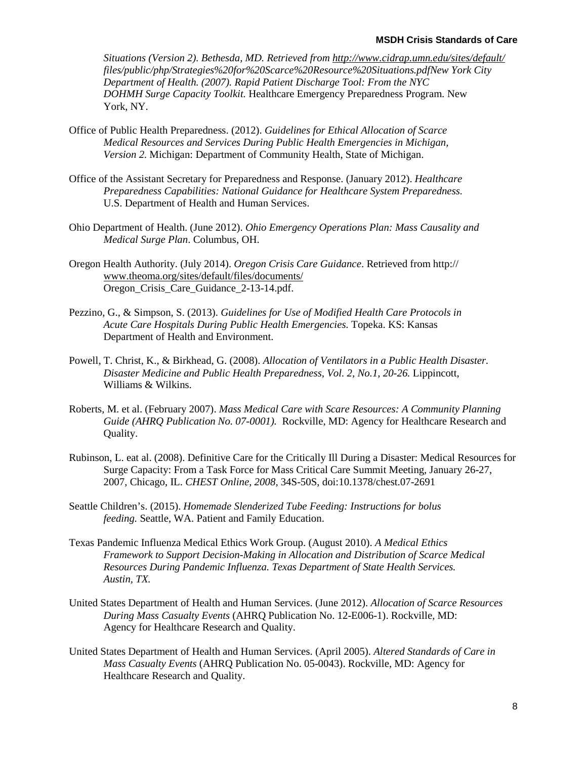*Situations (Version 2). Bethesda, MD. Retrieved from http://www.cidrap.umn.edu/sites/default/files/public/php/Strategies%20for%20Scarce%20Resource%20Situations.pdfNew York City Department of Health. (2007). Rapid Patient Discharge Tool: From the NYC DOHMH Surge Capacity Toolkit.* Healthcare Emergency Preparedness Program. New York, NY.

Office of Public Health Preparedness. (2012). *Guidelines for Ethical Allocation of Scarce Medical Resources and Services During Public Health Emergencies in Michigan, Version 2.* Michigan: Department of Community Health, State of Michigan.

Office of the Assistant Secretary for Preparedness and Response. (January 2012). *Healthcare Preparedness Capabilities: National Guidance for Healthcare System Preparedness.* U.S. Department of Health and Human Services.

Ohio Department of Health. (June 2012). *Ohio Emergency Operations Plan: Mass Causality and Medical Surge Plan*. Columbus, OH.

Oregon Health Authority. (July 2014). *Oregon Crisis Care Guidance*. Retrieved from http://www.theoma.org/sites/default/files/documents/Oregon_Crisis_Care_Guidance_2-13-14.pdf.

Pezzino, G., & Simpson, S. (2013). *Guidelines for Use of Modified Health Care Protocols in Acute Care Hospitals During Public Health Emergencies.* Topeka. KS: Kansas Department of Health and Environment.

Powell, T. Christ, K., & Birkhead, G. (2008). *Allocation of Ventilators in a Public Health Disaster. Disaster Medicine and Public Health Preparedness, Vol. 2, No.1, 20-26.* Lippincott, Williams & Wilkins.

Roberts, M. et al. (February 2007). *Mass Medical Care with Scare Resources: A Community Planning Guide (AHRQ Publication No. 07-0001).* Rockville, MD: Agency for Healthcare Research and Quality.

Rubinson, L. eat al. (2008). Definitive Care for the Critically Ill During a Disaster: Medical Resources for Surge Capacity: From a Task Force for Mass Critical Care Summit Meeting, January 26-27, 2007, Chicago, IL. *CHEST Online, 2008,* 34S-50S, doi:10.1378/chest.07-2691

Seattle Children's. (2015). *Homemade Slenderized Tube Feeding: Instructions for bolus feeding.* Seattle, WA. Patient and Family Education.

Texas Pandemic Influenza Medical Ethics Work Group. (August 2010). *A Medical Ethics Framework to Support Decision-Making in Allocation and Distribution of Scarce Medical Resources During Pandemic Influenza. Texas Department of State Health Services. Austin, TX.*

United States Department of Health and Human Services. (June 2012). *Allocation of Scarce Resources During Mass Casualty Events* (AHRQ Publication No. 12-E006-1). Rockville, MD: Agency for Healthcare Research and Quality.

United States Department of Health and Human Services. (April 2005). *Altered Standards of Care in Mass Casualty Events* (AHRQ Publication No. 05-0043). Rockville, MD: Agency for Healthcare Research and Quality.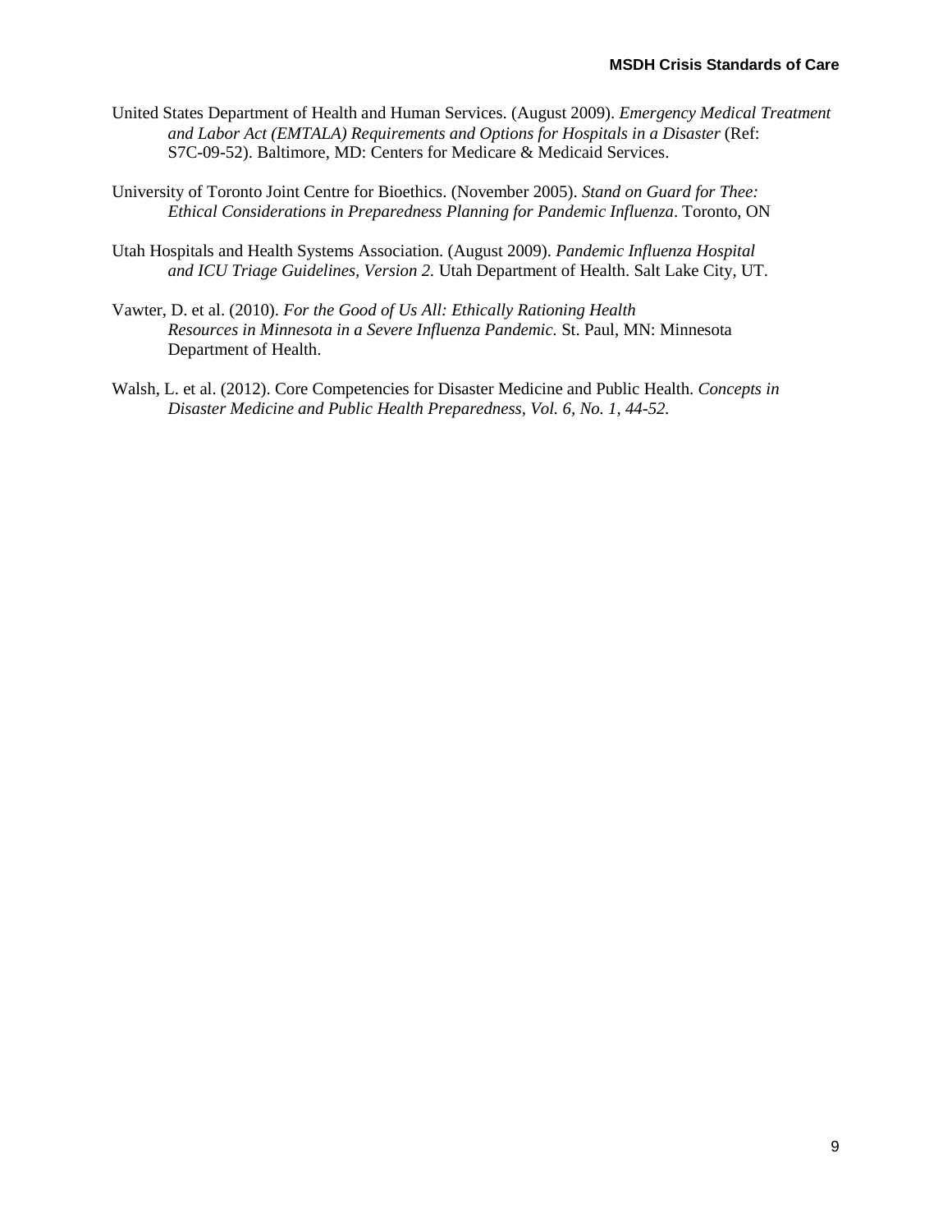United States Department of Health and Human Services. (August 2009). *Emergency Medical Treatment and Labor Act (EMTALA) Requirements and Options for Hospitals in a Disaster* (Ref: S7C-09-52). Baltimore, MD: Centers for Medicare & Medicaid Services.

University of Toronto Joint Centre for Bioethics. (November 2005). *Stand on Guard for Thee: Ethical Considerations in Preparedness Planning for Pandemic Influenza*. Toronto, ON

Utah Hospitals and Health Systems Association. (August 2009). *Pandemic Influenza Hospital and ICU Triage Guidelines, Version 2.* Utah Department of Health. Salt Lake City, UT.

Vawter, D. et al. (2010). *For the Good of Us All: Ethically Rationing Health Resources in Minnesota in a Severe Influenza Pandemic.* St. Paul, MN: Minnesota Department of Health.

Walsh, L. et al. (2012). Core Competencies for Disaster Medicine and Public Health. *Concepts in Disaster Medicine and Public Health Preparedness, Vol. 6, No. 1, 44-52.*